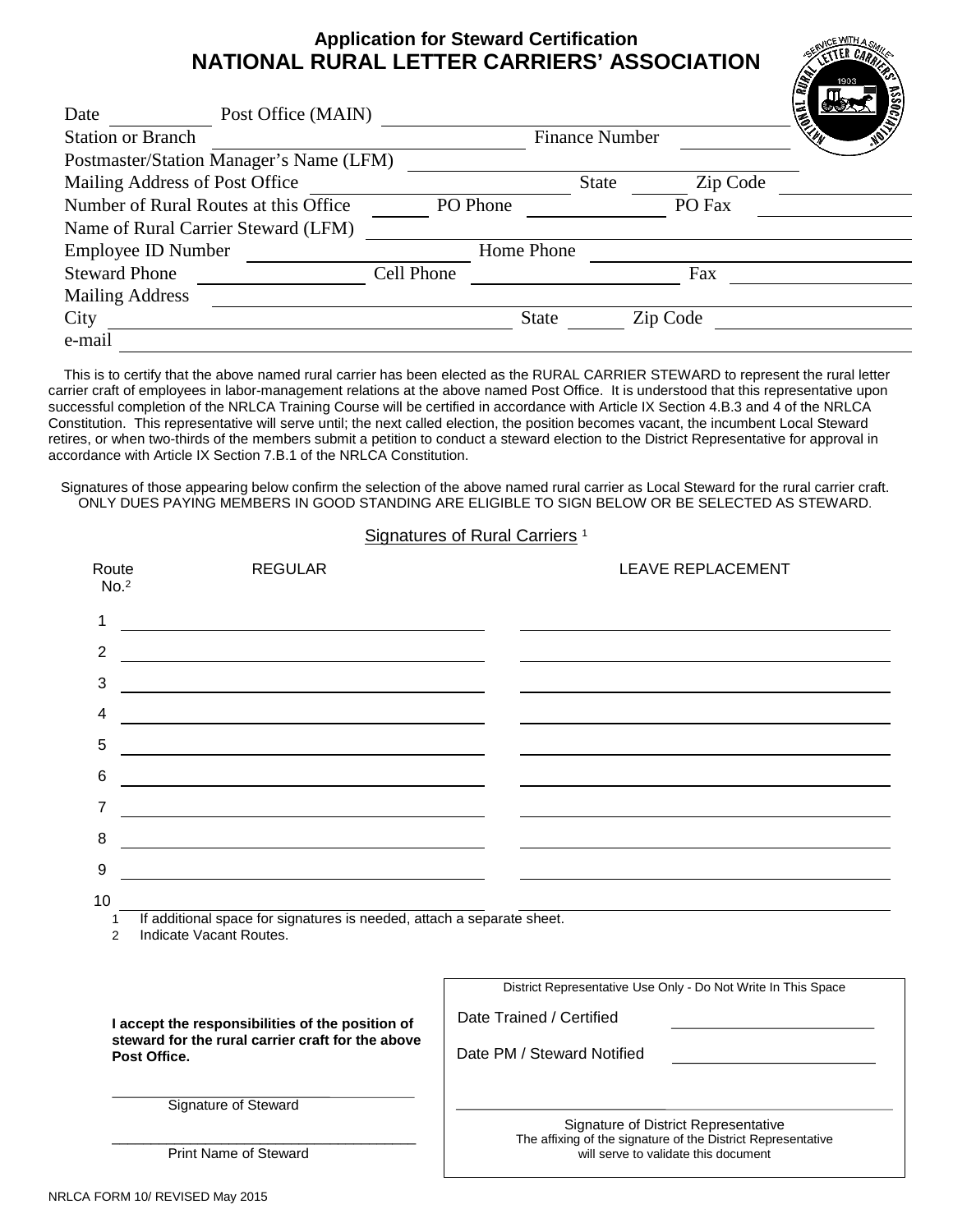# Application for Steward Certification

## NATIONAL RURAL LETTER CARRIERS' ASSOCIATION

Date ________ Post Office (MAIN) ____________________________

Station or Branch ____________________ Finance Number ____________

Postmaster/Station Manager's Name (LFM) ____________________________

Mailing Address of Post Office ____________ State ______ Zip Code ____________

Number of Rural Routes at this Office ______ PO Phone ____________ PO Fax ____________

Name of Rural Carrier Steward (LFM) ____________________________

Employee ID Number ____________ Home Phone ____________

Steward Phone ____________ Cell Phone ____________ Fax ____________

Mailing Address ____________________________

City ____________________ State ______ Zip Code ____________

e-mail ____________________________

This is to certify that the above named rural carrier has been elected as the RURAL CARRIER STEWARD to represent the rural letter carrier craft of employees in labor-management relations at the above named Post Office. It is understood that this representative upon successful completion of the NRLCA Training Course will be certified in accordance with Article IX Section 4.B.3 and 4 of the NRLCA Constitution. This representative will serve until; the next called election, the position becomes vacant, the incumbent Local Steward retires, or when two-thirds of the members submit a petition to conduct a steward election to the District Representative for approval in accordance with Article IX Section 7.B.1 of the NRLCA Constitution.

Signatures of those appearing below confirm the selection of the above named rural carrier as Local Steward for the rural carrier craft. ONLY DUES PAYING MEMBERS IN GOOD STANDING ARE ELIGIBLE TO SIGN BELOW OR BE SELECTED AS STEWARD.

### Signatures of Rural Carriers [1]

| Route No.[2] | REGULAR | LEAVE REPLACEMENT |
|---|---|---|
| 1 | | |
| 2 | | |
| 3 | | |
| 4 | | |
| 5 | | |
| 6 | | |
| 7 | | |
| 8 | | |
| 9 | | |
| 10 | | |

1 If additional space for signatures is needed, attach a separate sheet.

2 Indicate Vacant Routes.

**I accept the responsibilities of the position of steward for the rural carrier craft for the above Post Office.**

____________________________
Signature of Steward

____________________________
Print Name of Steward

District Representative Use Only - Do Not Write In This Space

Date Trained / Certified ____________

Date PM / Steward Notified ____________

____________________________
Signature of District Representative
The affixing of the signature of the District Representative will serve to validate this document

NRLCA FORM 10/ REVISED May 2015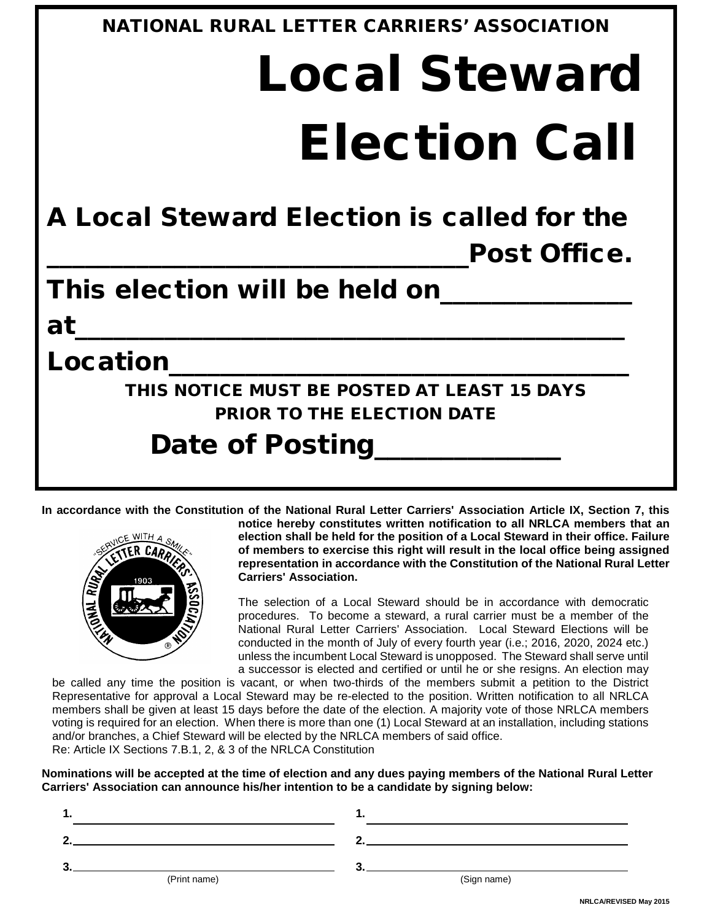**NATIONAL RURAL LETTER CARRIERS' ASSOCIATION**

# Local Steward Election Call

## A Local Steward Election is called for the _______________________________ Post Office.

## This election will be held on_____________

## at_______________________________________

## Location__________________________________

**THIS NOTICE MUST BE POSTED AT LEAST 15 DAYS PRIOR TO THE ELECTION DATE**

## Date of Posting____________

**In accordance with the Constitution of the National Rural Letter Carriers' Association Article IX, Section 7, this notice hereby constitutes written notification to all NRLCA members that an election shall be held for the position of a Local Steward in their office. Failure of members to exercise this right will result in the local office being assigned representation in accordance with the Constitution of the National Rural Letter Carriers' Association.**

The selection of a Local Steward should be in accordance with democratic procedures. To become a steward, a rural carrier must be a member of the National Rural Letter Carriers' Association. Local Steward Elections will be conducted in the month of July of every fourth year (i.e.; 2016, 2020, 2024 etc.) unless the incumbent Local Steward is unopposed. The Steward shall serve until a successor is elected and certified or until he or she resigns. An election may be called any time the position is vacant, or when two-thirds of the members submit a petition to the District Representative for approval a Local Steward may be re-elected to the position. Written notification to all NRLCA members shall be given at least 15 days before the date of the election. A majority vote of those NRLCA members voting is required for an election. When there is more than one (1) Local Steward at an installation, including stations and/or branches, a Chief Steward will be elected by the NRLCA members of said office.
Re: Article IX Sections 7.B.1, 2, & 3 of the NRLCA Constitution

**Nominations will be accepted at the time of election and any dues paying members of the National Rural Letter Carriers' Association can announce his/her intention to be a candidate by signing below:**

| (Print name) | (Sign name) |
|---|---|
| 1. ______________________ | 1. ______________________ |
| 2. ______________________ | 2. ______________________ |
| 3. ______________________ | 3. ______________________ |

NRLCA/REVISED May 2015